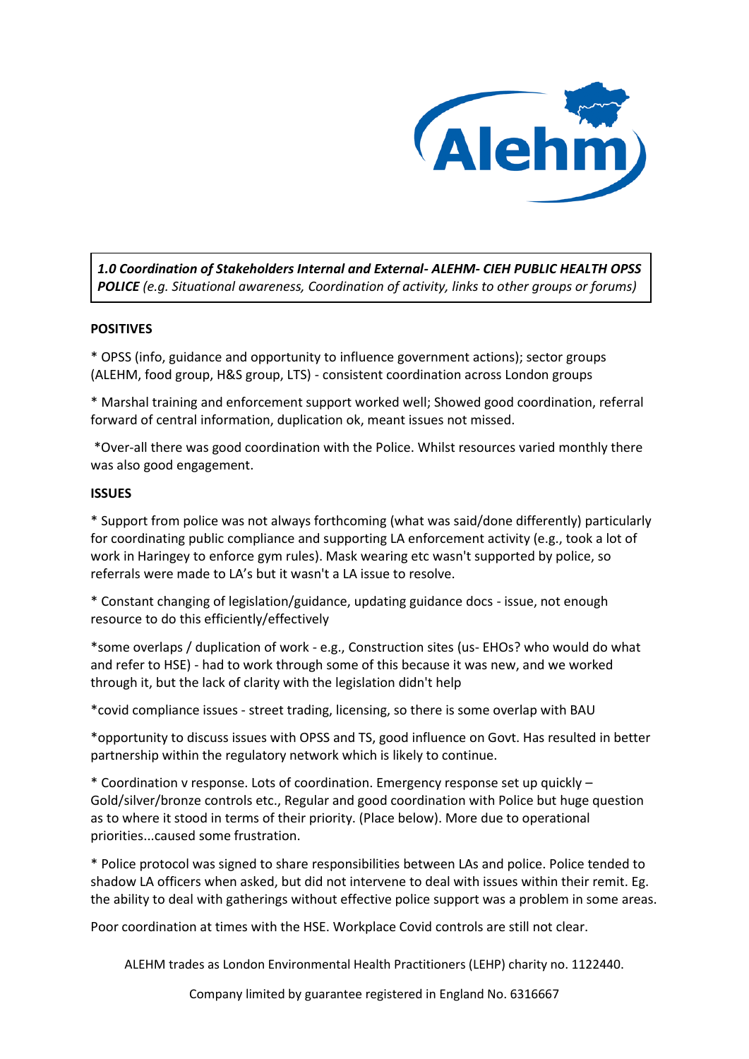**1.0 Coordination of Stakeholders Internal and External- ALEHM- CIEH PUBLIC HEALTH OPSS POLICE** *(e.g. Situational awareness, Coordination of activity, links to other groups or forums)*

**POSITIVES**

* OPSS (info, guidance and opportunity to influence government actions); sector groups (ALEHM, food group, H&S group, LTS) - consistent coordination across London groups

* Marshal training and enforcement support worked well; Showed good coordination, referral forward of central information, duplication ok, meant issues not missed.

*Over-all there was good coordination with the Police. Whilst resources varied monthly there was also good engagement.

**ISSUES**

* Support from police was not always forthcoming (what was said/done differently) particularly for coordinating public compliance and supporting LA enforcement activity (e.g., took a lot of work in Haringey to enforce gym rules). Mask wearing etc wasn't supported by police, so referrals were made to LA's but it wasn't a LA issue to resolve.

* Constant changing of legislation/guidance, updating guidance docs - issue, not enough resource to do this efficiently/effectively

*some overlaps / duplication of work - e.g., Construction sites (us- EHOs? who would do what and refer to HSE) - had to work through some of this because it was new, and we worked through it, but the lack of clarity with the legislation didn't help

*covid compliance issues - street trading, licensing, so there is some overlap with BAU

*opportunity to discuss issues with OPSS and TS, good influence on Govt. Has resulted in better partnership within the regulatory network which is likely to continue.

* Coordination v response. Lots of coordination. Emergency response set up quickly – Gold/silver/bronze controls etc., Regular and good coordination with Police but huge question as to where it stood in terms of their priority. (Place below). More due to operational priorities...caused some frustration.

* Police protocol was signed to share responsibilities between LAs and police. Police tended to shadow LA officers when asked, but did not intervene to deal with issues within their remit. Eg. the ability to deal with gatherings without effective police support was a problem in some areas.

Poor coordination at times with the HSE. Workplace Covid controls are still not clear.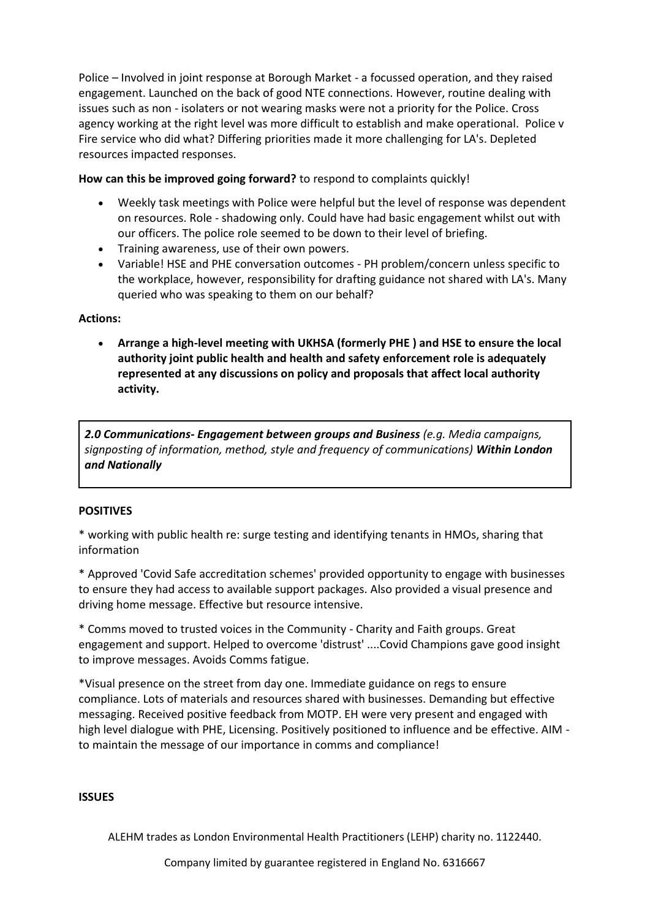Police – Involved in joint response at Borough Market - a focussed operation, and they raised engagement. Launched on the back of good NTE connections. However, routine dealing with issues such as non - isolaters or not wearing masks were not a priority for the Police. Cross agency working at the right level was more difficult to establish and make operational. Police v Fire service who did what? Differing priorities made it more challenging for LA's. Depleted resources impacted responses.

**How can this be improved going forward?** to respond to complaints quickly!

- Weekly task meetings with Police were helpful but the level of response was dependent on resources. Role - shadowing only. Could have had basic engagement whilst out with our officers. The police role seemed to be down to their level of briefing.
- Training awareness, use of their own powers.
- Variable! HSE and PHE conversation outcomes - PH problem/concern unless specific to the workplace, however, responsibility for drafting guidance not shared with LA's. Many queried who was speaking to them on our behalf?

**Actions:**

- **Arrange a high-level meeting with UKHSA (formerly PHE ) and HSE to ensure the local authority joint public health and health and safety enforcement role is adequately represented at any discussions on policy and proposals that affect local authority activity.**

***2.0 Communications- Engagement between groups and Business*** *(e.g. Media campaigns, signposting of information, method, style and frequency of communications)* ***Within London and Nationally***

**POSITIVES**

* working with public health re: surge testing and identifying tenants in HMOs, sharing that information

* Approved 'Covid Safe accreditation schemes' provided opportunity to engage with businesses to ensure they had access to available support packages. Also provided a visual presence and driving home message. Effective but resource intensive.

* Comms moved to trusted voices in the Community - Charity and Faith groups. Great engagement and support. Helped to overcome 'distrust' ....Covid Champions gave good insight to improve messages. Avoids Comms fatigue.

*Visual presence on the street from day one. Immediate guidance on regs to ensure compliance. Lots of materials and resources shared with businesses. Demanding but effective messaging. Received positive feedback from MOTP. EH were very present and engaged with high level dialogue with PHE, Licensing. Positively positioned to influence and be effective. AIM - to maintain the message of our importance in comms and compliance!

**ISSUES**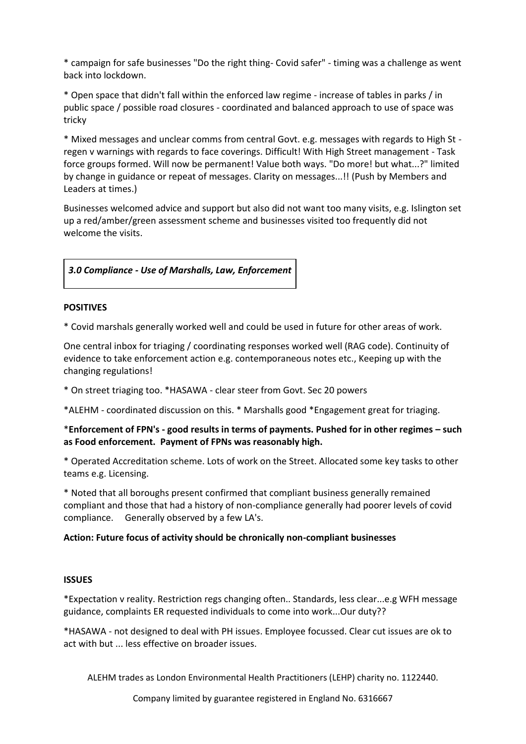* campaign for safe businesses "Do the right thing- Covid safer" - timing was a challenge as went back into lockdown.

* Open space that didn't fall within the enforced law regime - increase of tables in parks / in public space / possible road closures - coordinated and balanced approach to use of space was tricky

* Mixed messages and unclear comms from central Govt. e.g. messages with regards to High St - regen v warnings with regards to face coverings. Difficult! With High Street management - Task force groups formed. Will now be permanent! Value both ways. "Do more! but what...?" limited by change in guidance or repeat of messages. Clarity on messages...!! (Push by Members and Leaders at times.)

Businesses welcomed advice and support but also did not want too many visits, e.g. Islington set up a red/amber/green assessment scheme and businesses visited too frequently did not welcome the visits.

### *3.0 Compliance - Use of Marshalls, Law, Enforcement*

**POSITIVES**

* Covid marshals generally worked well and could be used in future for other areas of work.

One central inbox for triaging / coordinating responses worked well (RAG code). Continuity of evidence to take enforcement action e.g. contemporaneous notes etc., Keeping up with the changing regulations!

* On street triaging too. *HASAWA - clear steer from Govt. Sec 20 powers

*ALEHM - coordinated discussion on this. * Marshalls good *Engagement great for triaging.

***Enforcement of FPN's - good results in terms of payments. Pushed for in other regimes – such as Food enforcement. Payment of FPNs was reasonably high.**

* Operated Accreditation scheme. Lots of work on the Street. Allocated some key tasks to other teams e.g. Licensing.

* Noted that all boroughs present confirmed that compliant business generally remained compliant and those that had a history of non-compliance generally had poorer levels of covid compliance. Generally observed by a few LA's.

**Action: Future focus of activity should be chronically non-compliant businesses**

**ISSUES**

*Expectation v reality. Restriction regs changing often.. Standards, less clear...e.g WFH message guidance, complaints ER requested individuals to come into work...Our duty??

*HASAWA - not designed to deal with PH issues. Employee focussed. Clear cut issues are ok to act with but ... less effective on broader issues.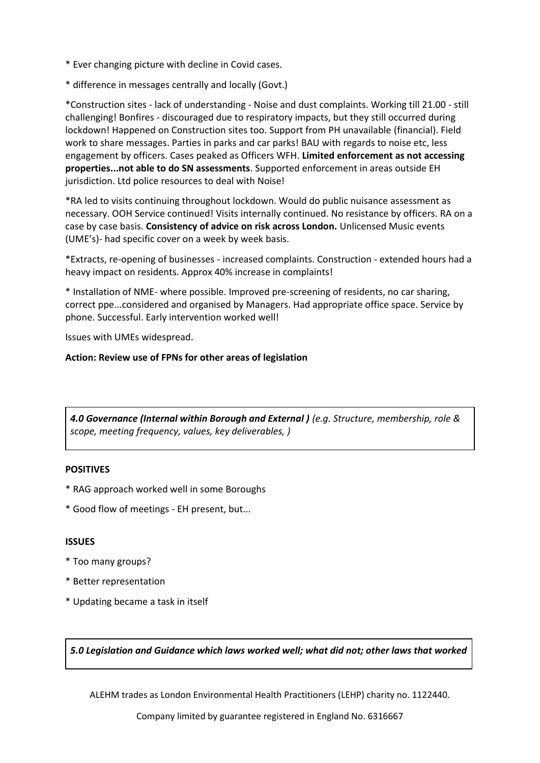* Ever changing picture with decline in Covid cases.

* difference in messages centrally and locally (Govt.)

*Construction sites - lack of understanding - Noise and dust complaints. Working till 21.00 - still challenging! Bonfires - discouraged due to respiratory impacts, but they still occurred during lockdown! Happened on Construction sites too. Support from PH unavailable (financial). Field work to share messages. Parties in parks and car parks! BAU with regards to noise etc, less engagement by officers. Cases peaked as Officers WFH. **Limited enforcement as not accessing properties...not able to do SN assessments**. Supported enforcement in areas outside EH jurisdiction. Ltd police resources to deal with Noise!

*RA led to visits continuing throughout lockdown. Would do public nuisance assessment as necessary. OOH Service continued! Visits internally continued. No resistance by officers. RA on a case by case basis. **Consistency of advice on risk across London.** Unlicensed Music events (UME's)- had specific cover on a week by week basis.

*Extracts, re-opening of businesses - increased complaints. Construction - extended hours had a heavy impact on residents. Approx 40% increase in complaints!

* Installation of NME- where possible. Improved pre-screening of residents, no car sharing, correct ppe...considered and organised by Managers. Had appropriate office space. Service by phone. Successful. Early intervention worked well!

Issues with UMEs widespread.

**Action: Review use of FPNs for other areas of legislation**

***4.0 Governance (Internal within Borough and External )*** *(e.g. Structure, membership, role & scope, meeting frequency, values, key deliverables, )*

**POSITIVES**

* RAG approach worked well in some Boroughs

* Good flow of meetings - EH present, but...

**ISSUES**

* Too many groups?

* Better representation

* Updating became a task in itself

***5.0 Legislation and Guidance which laws worked well; what did not; other laws that worked***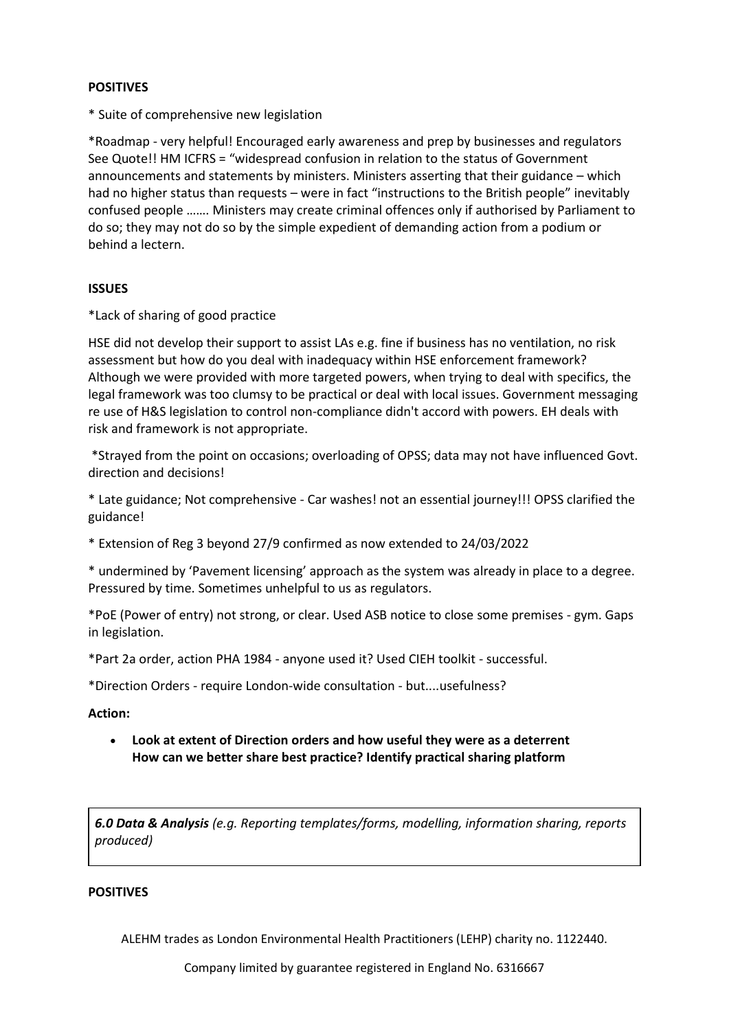**POSITIVES**

* Suite of comprehensive new legislation

*Roadmap - very helpful! Encouraged early awareness and prep by businesses and regulators See Quote!! HM ICFRS = "widespread confusion in relation to the status of Government announcements and statements by ministers. Ministers asserting that their guidance – which had no higher status than requests – were in fact "instructions to the British people" inevitably confused people ……. Ministers may create criminal offences only if authorised by Parliament to do so; they may not do so by the simple expedient of demanding action from a podium or behind a lectern.

**ISSUES**

*Lack of sharing of good practice

HSE did not develop their support to assist LAs e.g. fine if business has no ventilation, no risk assessment but how do you deal with inadequacy within HSE enforcement framework? Although we were provided with more targeted powers, when trying to deal with specifics, the legal framework was too clumsy to be practical or deal with local issues. Government messaging re use of H&S legislation to control non-compliance didn't accord with powers. EH deals with risk and framework is not appropriate.

*Strayed from the point on occasions; overloading of OPSS; data may not have influenced Govt. direction and decisions!

* Late guidance; Not comprehensive - Car washes! not an essential journey!!! OPSS clarified the guidance!

* Extension of Reg 3 beyond 27/9 confirmed as now extended to 24/03/2022

* undermined by 'Pavement licensing' approach as the system was already in place to a degree. Pressured by time. Sometimes unhelpful to us as regulators.

*PoE (Power of entry) not strong, or clear. Used ASB notice to close some premises - gym. Gaps in legislation.

*Part 2a order, action PHA 1984 - anyone used it? Used CIEH toolkit - successful.

*Direction Orders - require London-wide consultation - but....usefulness?

**Action:**

- **Look at extent of Direction orders and how useful they were as a deterrent How can we better share best practice? Identify practical sharing platform**

***6.0 Data & Analysis*** *(e.g. Reporting templates/forms, modelling, information sharing, reports produced)*

**POSITIVES**

ALEHM trades as London Environmental Health Practitioners (LEHP) charity no. 1122440.

Company limited by guarantee registered in England No. 6316667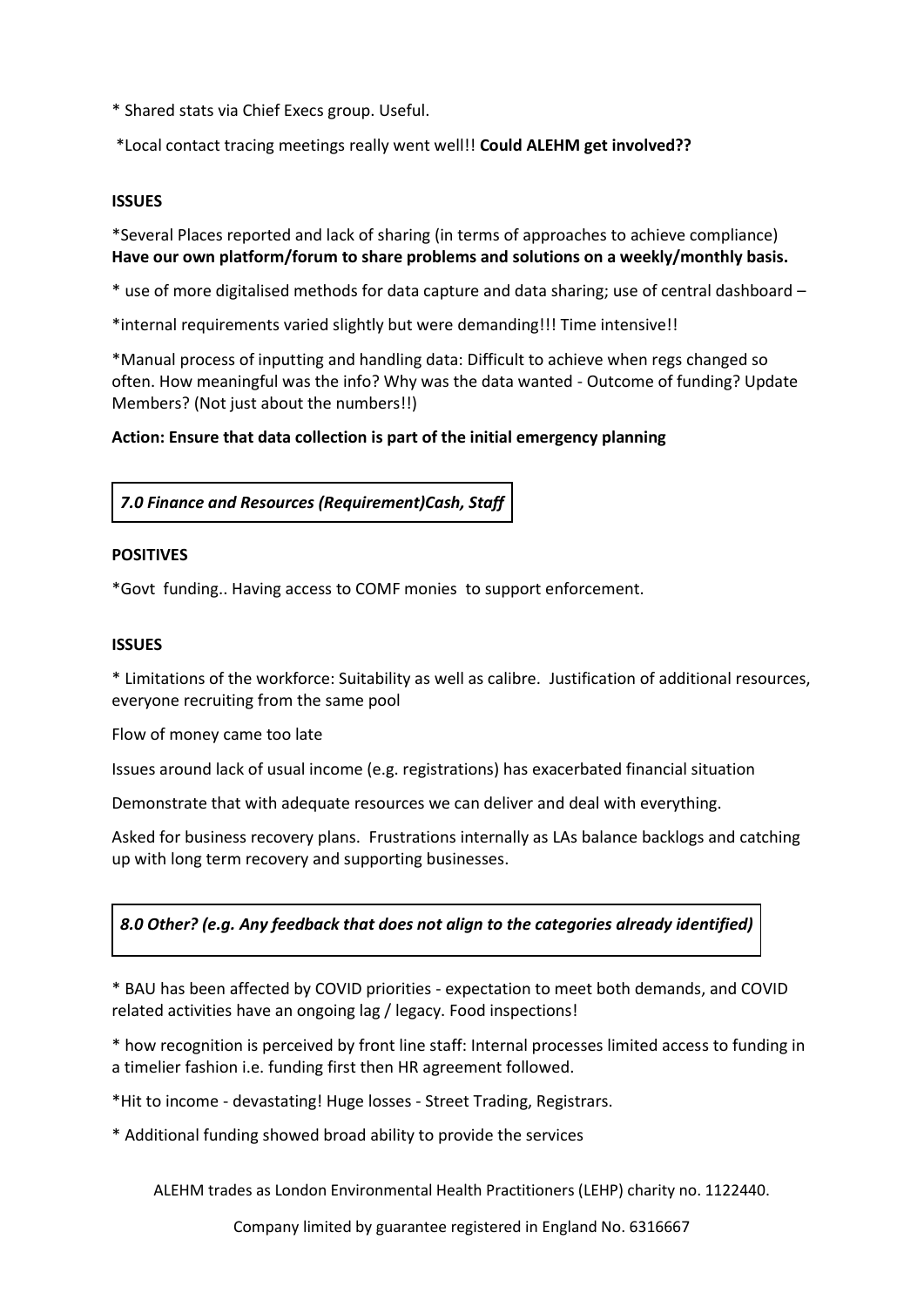* Shared stats via Chief Execs group. Useful.

*Local contact tracing meetings really went well!! **Could ALEHM get involved??**

**ISSUES**

*Several Places reported and lack of sharing (in terms of approaches to achieve compliance) **Have our own platform/forum to share problems and solutions on a weekly/monthly basis.**

* use of more digitalised methods for data capture and data sharing; use of central dashboard –

*internal requirements varied slightly but were demanding!!! Time intensive!!

*Manual process of inputting and handling data: Difficult to achieve when regs changed so often. How meaningful was the info? Why was the data wanted - Outcome of funding? Update Members? (Not just about the numbers!!)

**Action: Ensure that data collection is part of the initial emergency planning**

### *7.0 Finance and Resources (Requirement)Cash, Staff*

**POSITIVES**

*Govt funding.. Having access to COMF monies to support enforcement.

**ISSUES**

* Limitations of the workforce: Suitability as well as calibre. Justification of additional resources, everyone recruiting from the same pool

Flow of money came too late

Issues around lack of usual income (e.g. registrations) has exacerbated financial situation

Demonstrate that with adequate resources we can deliver and deal with everything.

Asked for business recovery plans. Frustrations internally as LAs balance backlogs and catching up with long term recovery and supporting businesses.

### *8.0 Other? (e.g. Any feedback that does not align to the categories already identified)*

* BAU has been affected by COVID priorities - expectation to meet both demands, and COVID related activities have an ongoing lag / legacy. Food inspections!

* how recognition is perceived by front line staff: Internal processes limited access to funding in a timelier fashion i.e. funding first then HR agreement followed.

*Hit to income - devastating! Huge losses - Street Trading, Registrars.

* Additional funding showed broad ability to provide the services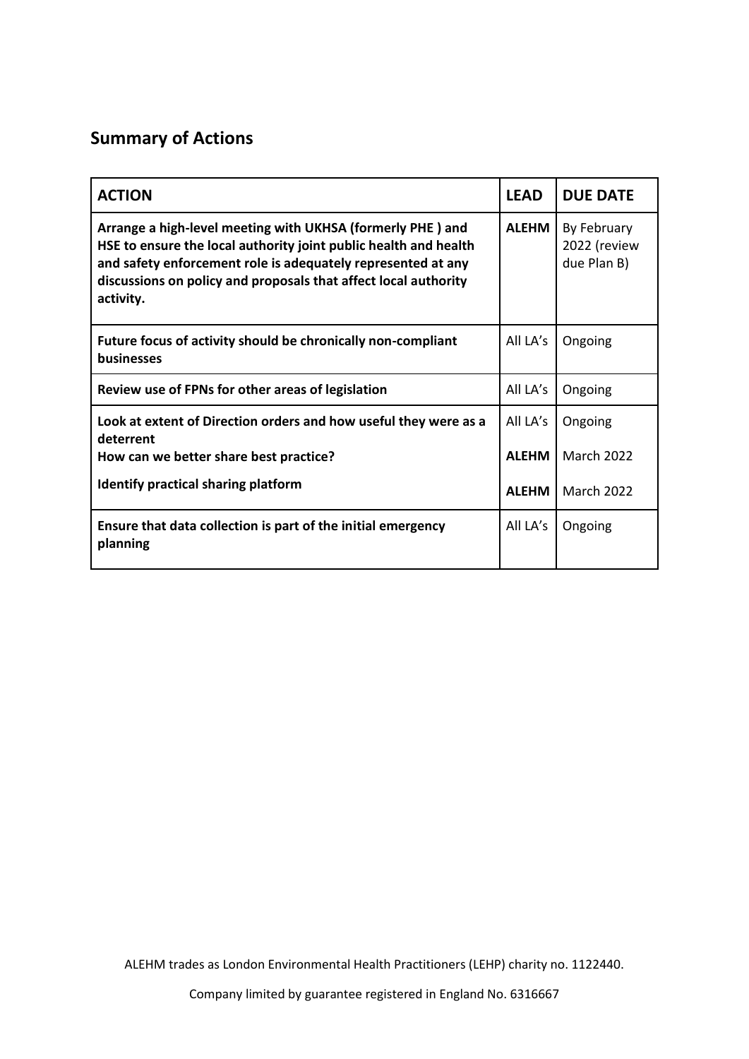## Summary of Actions

| ACTION | LEAD | DUE DATE |
|---|---|---|
| **Arrange a high-level meeting with UKHSA (formerly PHE ) and HSE to ensure the local authority joint public health and health and safety enforcement role is adequately represented at any discussions on policy and proposals that affect local authority activity.** | **ALEHM** | By February 2022 (review due Plan B) |
| **Future focus of activity should be chronically non-compliant businesses** | All LA's | Ongoing |
| **Review use of FPNs for other areas of legislation** | All LA's | Ongoing |
| **Look at extent of Direction orders and how useful they were as a deterrent** | All LA's | Ongoing |
| **How can we better share best practice?** | **ALEHM** | March 2022 |
| **Identify practical sharing platform** | **ALEHM** | March 2022 |
| **Ensure that data collection is part of the initial emergency planning** | All LA's | Ongoing |

ALEHM trades as London Environmental Health Practitioners (LEHP) charity no. 1122440.

Company limited by guarantee registered in England No. 6316667